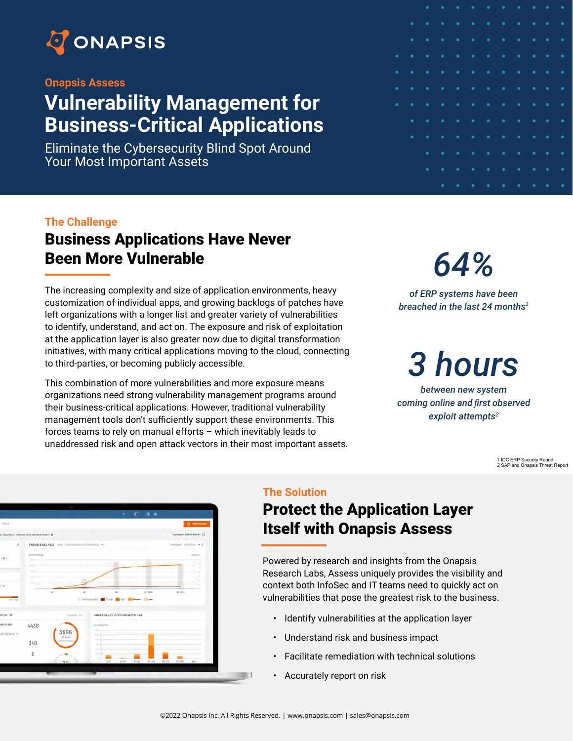ONAPSIS

## Onapsis Assess

# Vulnerability Management for Business-Critical Applications

Eliminate the Cybersecurity Blind Spot Around Your Most Important Assets

## The Challenge

### Business Applications Have Never Been More Vulnerable

The increasing complexity and size of application environments, heavy customization of individual apps, and growing backlogs of patches have left organizations with a longer list and greater variety of vulnerabilities to identify, understand, and act on. The exposure and risk of exploitation at the application layer is also greater now due to digital transformation initiatives, with many critical applications moving to the cloud, connecting to third-parties, or becoming publicly accessible.

This combination of more vulnerabilities and more exposure means organizations need strong vulnerability management programs around their business-critical applications. However, traditional vulnerability management tools don't sufficiently support these environments. This forces teams to rely on manual efforts – which inevitably leads to unaddressed risk and open attack vectors in their most important assets.

**64%**

*of ERP systems have been breached in the last 24 months*[1]

**3 hours**

*between new system coming online and first observed exploit attempts*[2]

1 IDC ERP Security Report
2 SAP and Onapsis Threat Report

## The Solution

### Protect the Application Layer Itself with Onapsis Assess

Powered by research and insights from the Onapsis Research Labs, Assess uniquely provides the visibility and context both InfoSec and IT teams need to quickly act on vulnerabilities that pose the greatest risk to the business.

- Identify vulnerabilities at the application layer
- Understand risk and business impact
- Facilitate remediation with technical solutions
- Accurately report on risk

©2022 Onapsis Inc. All Rights Reserved. | www.onapsis.com | sales@onapsis.com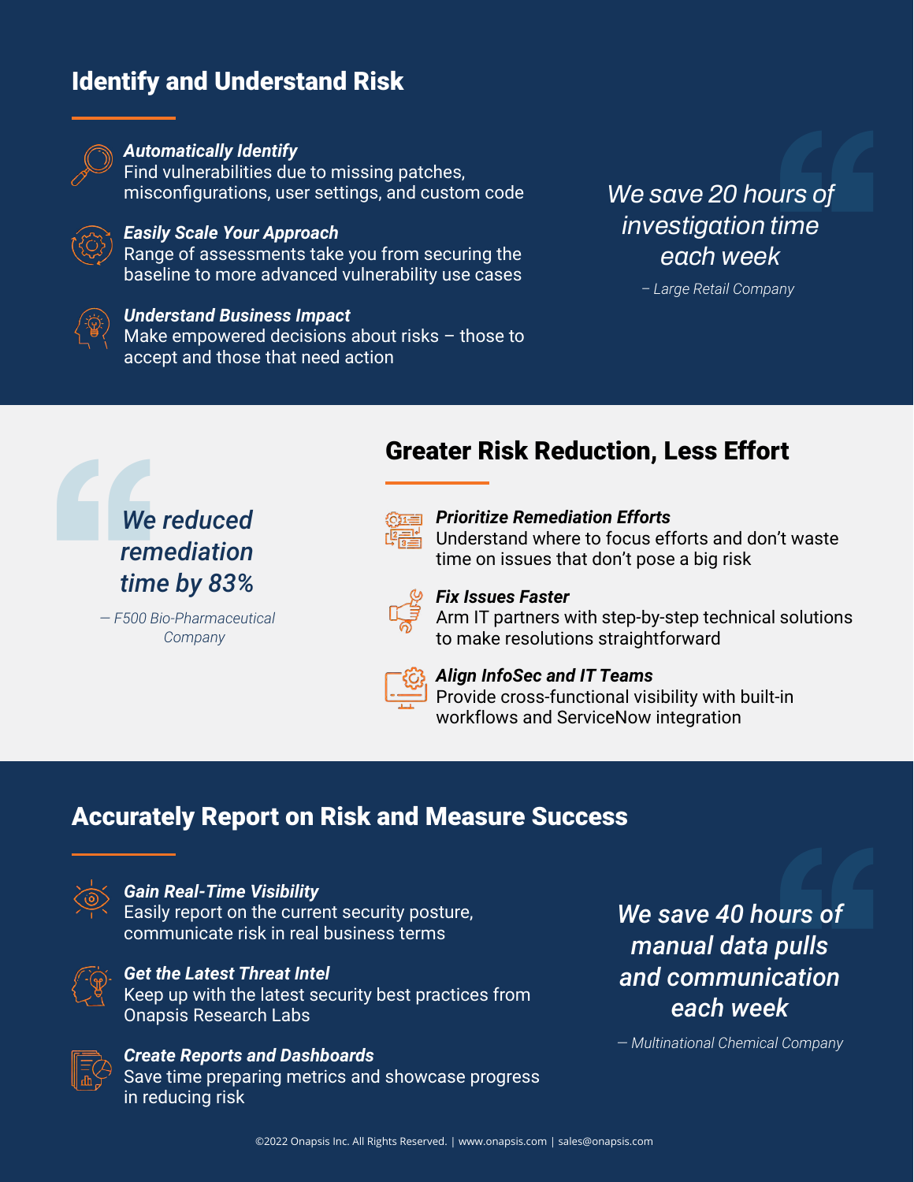## Identify and Understand Risk

***Automatically Identify***
Find vulnerabilities due to missing patches, misconfigurations, user settings, and custom code

***Easily Scale Your Approach***
Range of assessments take you from securing the baseline to more advanced vulnerability use cases

***Understand Business Impact***
Make empowered decisions about risks – those to accept and those that need action

*We save 20 hours of investigation time each week*

*– Large Retail Company*

## Greater Risk Reduction, Less Effort

*We reduced remediation time by 83%*

*— F500 Bio-Pharmaceutical Company*

***Prioritize Remediation Efforts***
Understand where to focus efforts and don't waste time on issues that don't pose a big risk

***Fix Issues Faster***
Arm IT partners with step-by-step technical solutions to make resolutions straightforward

***Align InfoSec and IT Teams***
Provide cross-functional visibility with built-in workflows and ServiceNow integration

## Accurately Report on Risk and Measure Success

***Gain Real-Time Visibility***
Easily report on the current security posture, communicate risk in real business terms

***Get the Latest Threat Intel***
Keep up with the latest security best practices from Onapsis Research Labs

***Create Reports and Dashboards***
Save time preparing metrics and showcase progress in reducing risk

*We save 40 hours of manual data pulls and communication each week*

*— Multinational Chemical Company*

©2022 Onapsis Inc. All Rights Reserved. | www.onapsis.com | sales@onapsis.com